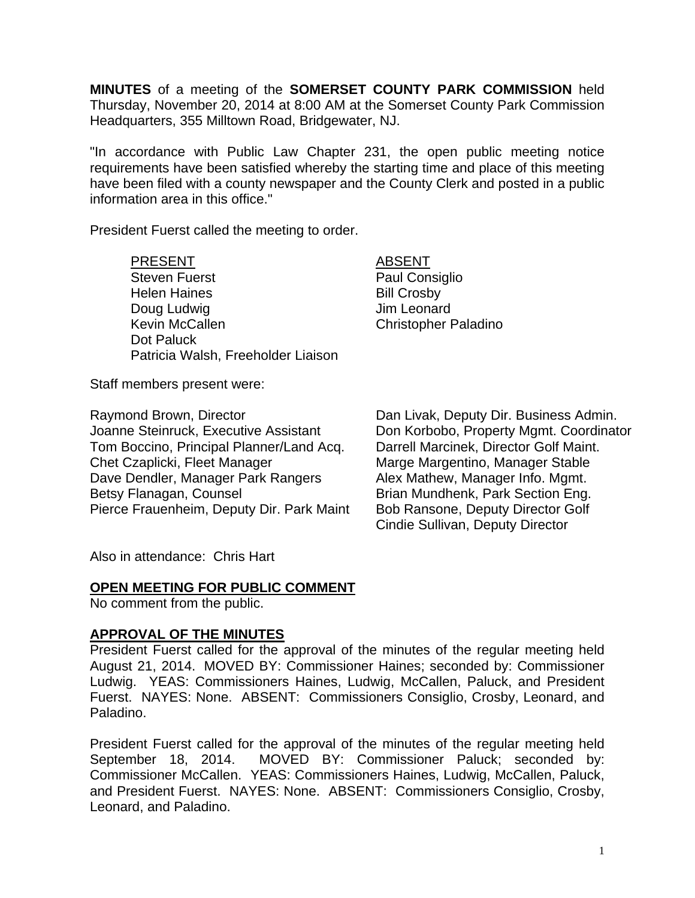**MINUTES** of a meeting of the **SOMERSET COUNTY PARK COMMISSION** held Thursday, November 20, 2014 at 8:00 AM at the Somerset County Park Commission Headquarters, 355 Milltown Road, Bridgewater, NJ.

"In accordance with Public Law Chapter 231, the open public meeting notice requirements have been satisfied whereby the starting time and place of this meeting have been filed with a county newspaper and the County Clerk and posted in a public information area in this office."

President Fuerst called the meeting to order.

| PRESENT | ABSENT |
|---|---|
| Steven Fuerst | Paul Consiglio |
| Helen Haines | Bill Crosby |
| Doug Ludwig | Jim Leonard |
| Kevin McCallen | Christopher Paladino |
| Dot Paluck | |
| Patricia Walsh, Freeholder Liaison | |

Staff members present were:

| | |
|---|---|
| Raymond Brown, Director | Dan Livak, Deputy Dir. Business Admin. |
| Joanne Steinruck, Executive Assistant | Don Korbobo, Property Mgmt. Coordinator |
| Tom Boccino, Principal Planner/Land Acq. | Darrell Marcinek, Director Golf Maint. |
| Chet Czaplicki, Fleet Manager | Marge Margentino, Manager Stable |
| Dave Dendler, Manager Park Rangers | Alex Mathew, Manager Info. Mgmt. |
| Betsy Flanagan, Counsel | Brian Mundhenk, Park Section Eng. |
| Pierce Frauenheim, Deputy Dir. Park Maint | Bob Ransone, Deputy Director Golf |
| | Cindie Sullivan, Deputy Director |

Also in attendance: Chris Hart

## OPEN MEETING FOR PUBLIC COMMENT

No comment from the public.

## APPROVAL OF THE MINUTES

President Fuerst called for the approval of the minutes of the regular meeting held August 21, 2014. MOVED BY: Commissioner Haines; seconded by: Commissioner Ludwig. YEAS: Commissioners Haines, Ludwig, McCallen, Paluck, and President Fuerst. NAYES: None. ABSENT: Commissioners Consiglio, Crosby, Leonard, and Paladino.

President Fuerst called for the approval of the minutes of the regular meeting held September 18, 2014. MOVED BY: Commissioner Paluck; seconded by: Commissioner McCallen. YEAS: Commissioners Haines, Ludwig, McCallen, Paluck, and President Fuerst. NAYES: None. ABSENT: Commissioners Consiglio, Crosby, Leonard, and Paladino.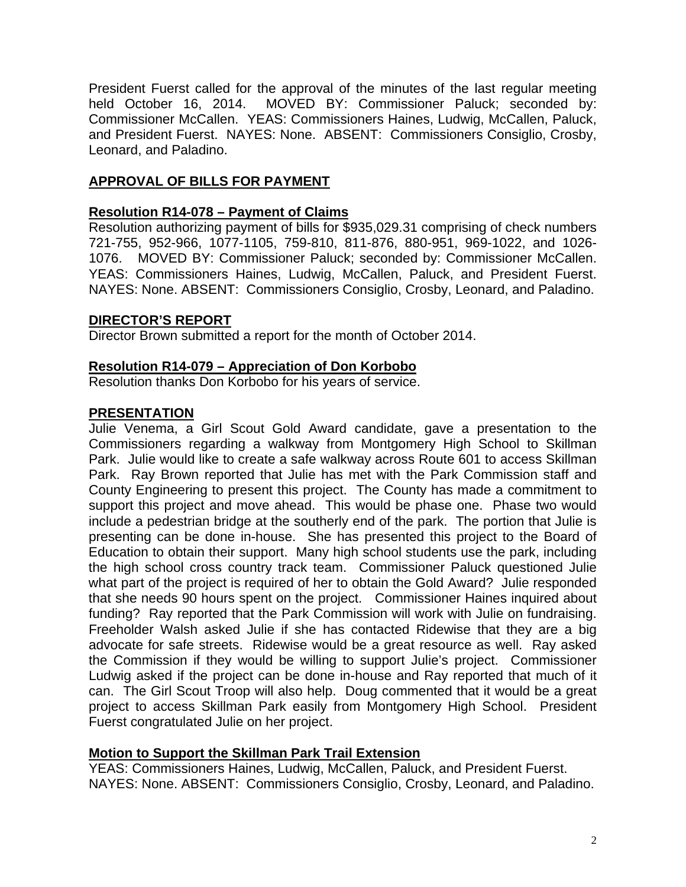President Fuerst called for the approval of the minutes of the last regular meeting held October 16, 2014. MOVED BY: Commissioner Paluck; seconded by: Commissioner McCallen. YEAS: Commissioners Haines, Ludwig, McCallen, Paluck, and President Fuerst. NAYES: None. ABSENT: Commissioners Consiglio, Crosby, Leonard, and Paladino.

## APPROVAL OF BILLS FOR PAYMENT

### Resolution R14-078 – Payment of Claims

Resolution authorizing payment of bills for $935,029.31 comprising of check numbers 721-755, 952-966, 1077-1105, 759-810, 811-876, 880-951, 969-1022, and 1026-1076. MOVED BY: Commissioner Paluck; seconded by: Commissioner McCallen. YEAS: Commissioners Haines, Ludwig, McCallen, Paluck, and President Fuerst. NAYES: None. ABSENT: Commissioners Consiglio, Crosby, Leonard, and Paladino.

## DIRECTOR'S REPORT

Director Brown submitted a report for the month of October 2014.

### Resolution R14-079 – Appreciation of Don Korbobo

Resolution thanks Don Korbobo for his years of service.

## PRESENTATION

Julie Venema, a Girl Scout Gold Award candidate, gave a presentation to the Commissioners regarding a walkway from Montgomery High School to Skillman Park. Julie would like to create a safe walkway across Route 601 to access Skillman Park. Ray Brown reported that Julie has met with the Park Commission staff and County Engineering to present this project. The County has made a commitment to support this project and move ahead. This would be phase one. Phase two would include a pedestrian bridge at the southerly end of the park. The portion that Julie is presenting can be done in-house. She has presented this project to the Board of Education to obtain their support. Many high school students use the park, including the high school cross country track team. Commissioner Paluck questioned Julie what part of the project is required of her to obtain the Gold Award? Julie responded that she needs 90 hours spent on the project. Commissioner Haines inquired about funding? Ray reported that the Park Commission will work with Julie on fundraising. Freeholder Walsh asked Julie if she has contacted Ridewise that they are a big advocate for safe streets. Ridewise would be a great resource as well. Ray asked the Commission if they would be willing to support Julie's project. Commissioner Ludwig asked if the project can be done in-house and Ray reported that much of it can. The Girl Scout Troop will also help. Doug commented that it would be a great project to access Skillman Park easily from Montgomery High School. President Fuerst congratulated Julie on her project.

### Motion to Support the Skillman Park Trail Extension

YEAS: Commissioners Haines, Ludwig, McCallen, Paluck, and President Fuerst. NAYES: None. ABSENT: Commissioners Consiglio, Crosby, Leonard, and Paladino.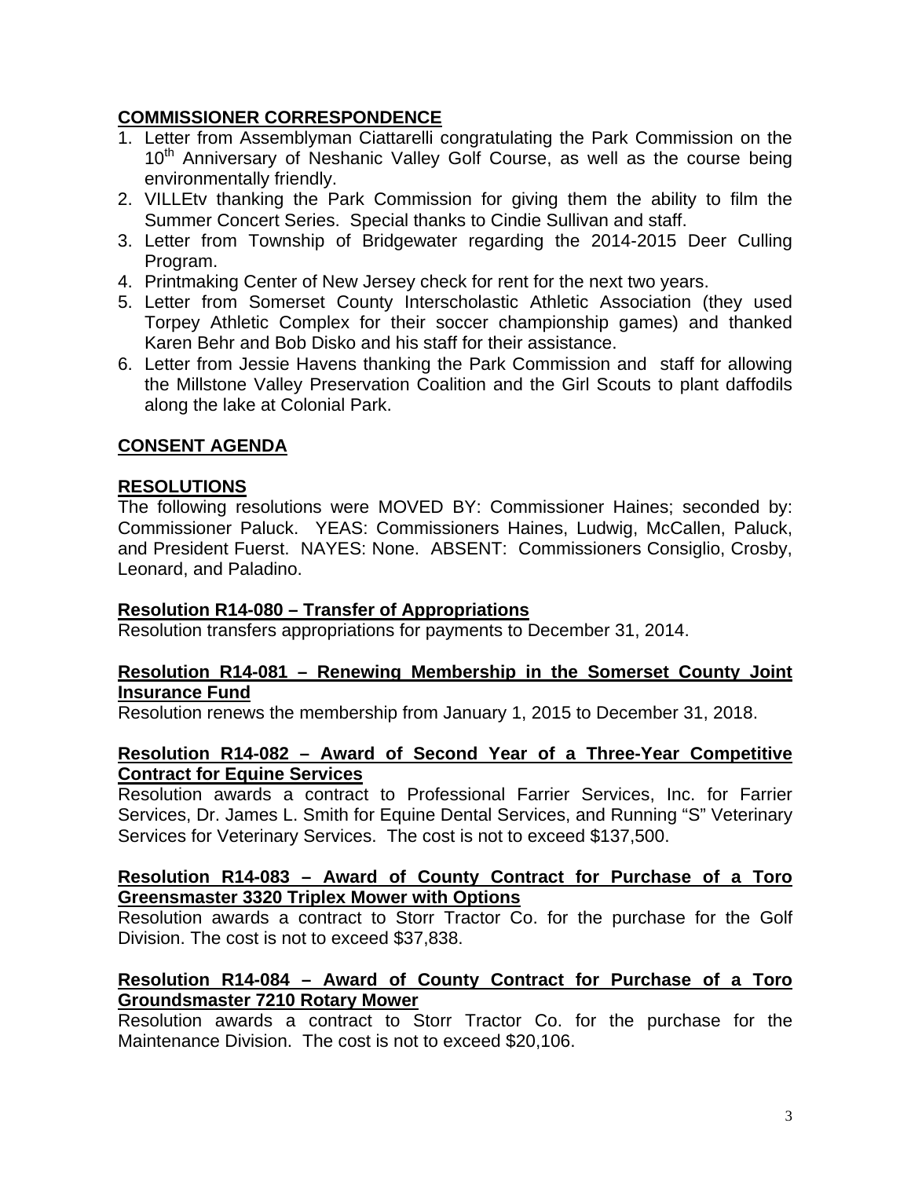## COMMISSIONER CORRESPONDENCE

1. Letter from Assemblyman Ciattarelli congratulating the Park Commission on the 10th Anniversary of Neshanic Valley Golf Course, as well as the course being environmentally friendly.
2. VILLEtv thanking the Park Commission for giving them the ability to film the Summer Concert Series. Special thanks to Cindie Sullivan and staff.
3. Letter from Township of Bridgewater regarding the 2014-2015 Deer Culling Program.
4. Printmaking Center of New Jersey check for rent for the next two years.
5. Letter from Somerset County Interscholastic Athletic Association (they used Torpey Athletic Complex for their soccer championship games) and thanked Karen Behr and Bob Disko and his staff for their assistance.
6. Letter from Jessie Havens thanking the Park Commission and staff for allowing the Millstone Valley Preservation Coalition and the Girl Scouts to plant daffodils along the lake at Colonial Park.

## CONSENT AGENDA

## RESOLUTIONS

The following resolutions were MOVED BY: Commissioner Haines; seconded by: Commissioner Paluck. YEAS: Commissioners Haines, Ludwig, McCallen, Paluck, and President Fuerst. NAYES: None. ABSENT: Commissioners Consiglio, Crosby, Leonard, and Paladino.

### Resolution R14-080 – Transfer of Appropriations

Resolution transfers appropriations for payments to December 31, 2014.

### Resolution R14-081 – Renewing Membership in the Somerset County Joint Insurance Fund

Resolution renews the membership from January 1, 2015 to December 31, 2018.

### Resolution R14-082 – Award of Second Year of a Three-Year Competitive Contract for Equine Services

Resolution awards a contract to Professional Farrier Services, Inc. for Farrier Services, Dr. James L. Smith for Equine Dental Services, and Running "S" Veterinary Services for Veterinary Services. The cost is not to exceed $137,500.

### Resolution R14-083 – Award of County Contract for Purchase of a Toro Greensmaster 3320 Triplex Mower with Options

Resolution awards a contract to Storr Tractor Co. for the purchase for the Golf Division. The cost is not to exceed $37,838.

### Resolution R14-084 – Award of County Contract for Purchase of a Toro Groundsmaster 7210 Rotary Mower

Resolution awards a contract to Storr Tractor Co. for the purchase for the Maintenance Division. The cost is not to exceed $20,106.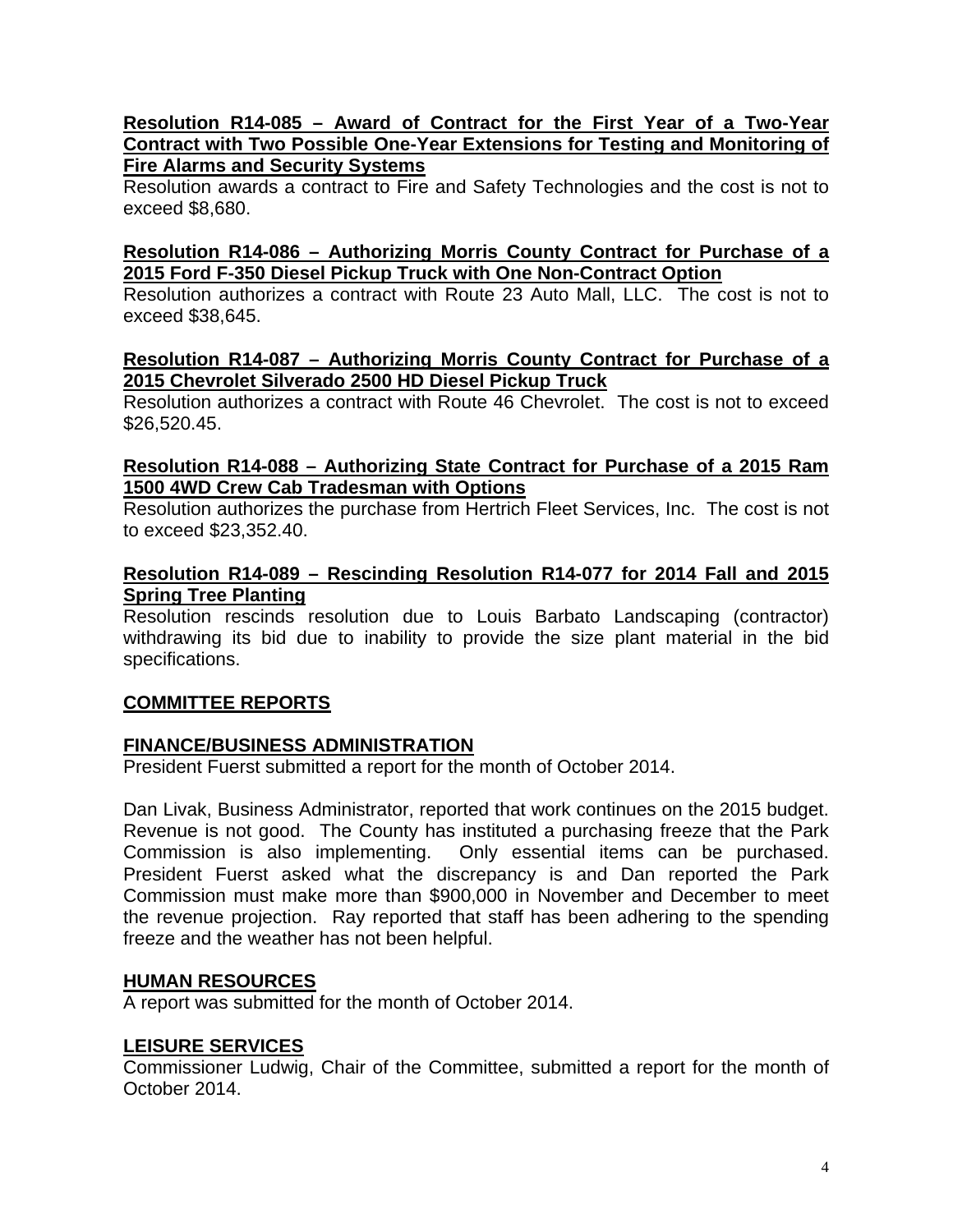**Resolution R14-085 – Award of Contract for the First Year of a Two-Year Contract with Two Possible One-Year Extensions for Testing and Monitoring of Fire Alarms and Security Systems**

Resolution awards a contract to Fire and Safety Technologies and the cost is not to exceed $8,680.

**Resolution R14-086 – Authorizing Morris County Contract for Purchase of a 2015 Ford F-350 Diesel Pickup Truck with One Non-Contract Option**

Resolution authorizes a contract with Route 23 Auto Mall, LLC. The cost is not to exceed $38,645.

**Resolution R14-087 – Authorizing Morris County Contract for Purchase of a 2015 Chevrolet Silverado 2500 HD Diesel Pickup Truck**

Resolution authorizes a contract with Route 46 Chevrolet. The cost is not to exceed $26,520.45.

**Resolution R14-088 – Authorizing State Contract for Purchase of a 2015 Ram 1500 4WD Crew Cab Tradesman with Options**

Resolution authorizes the purchase from Hertrich Fleet Services, Inc. The cost is not to exceed $23,352.40.

**Resolution R14-089 – Rescinding Resolution R14-077 for 2014 Fall and 2015 Spring Tree Planting**

Resolution rescinds resolution due to Louis Barbato Landscaping (contractor) withdrawing its bid due to inability to provide the size plant material in the bid specifications.

## COMMITTEE REPORTS

### FINANCE/BUSINESS ADMINISTRATION

President Fuerst submitted a report for the month of October 2014.

Dan Livak, Business Administrator, reported that work continues on the 2015 budget. Revenue is not good. The County has instituted a purchasing freeze that the Park Commission is also implementing. Only essential items can be purchased. President Fuerst asked what the discrepancy is and Dan reported the Park Commission must make more than $900,000 in November and December to meet the revenue projection. Ray reported that staff has been adhering to the spending freeze and the weather has not been helpful.

### HUMAN RESOURCES

A report was submitted for the month of October 2014.

### LEISURE SERVICES

Commissioner Ludwig, Chair of the Committee, submitted a report for the month of October 2014.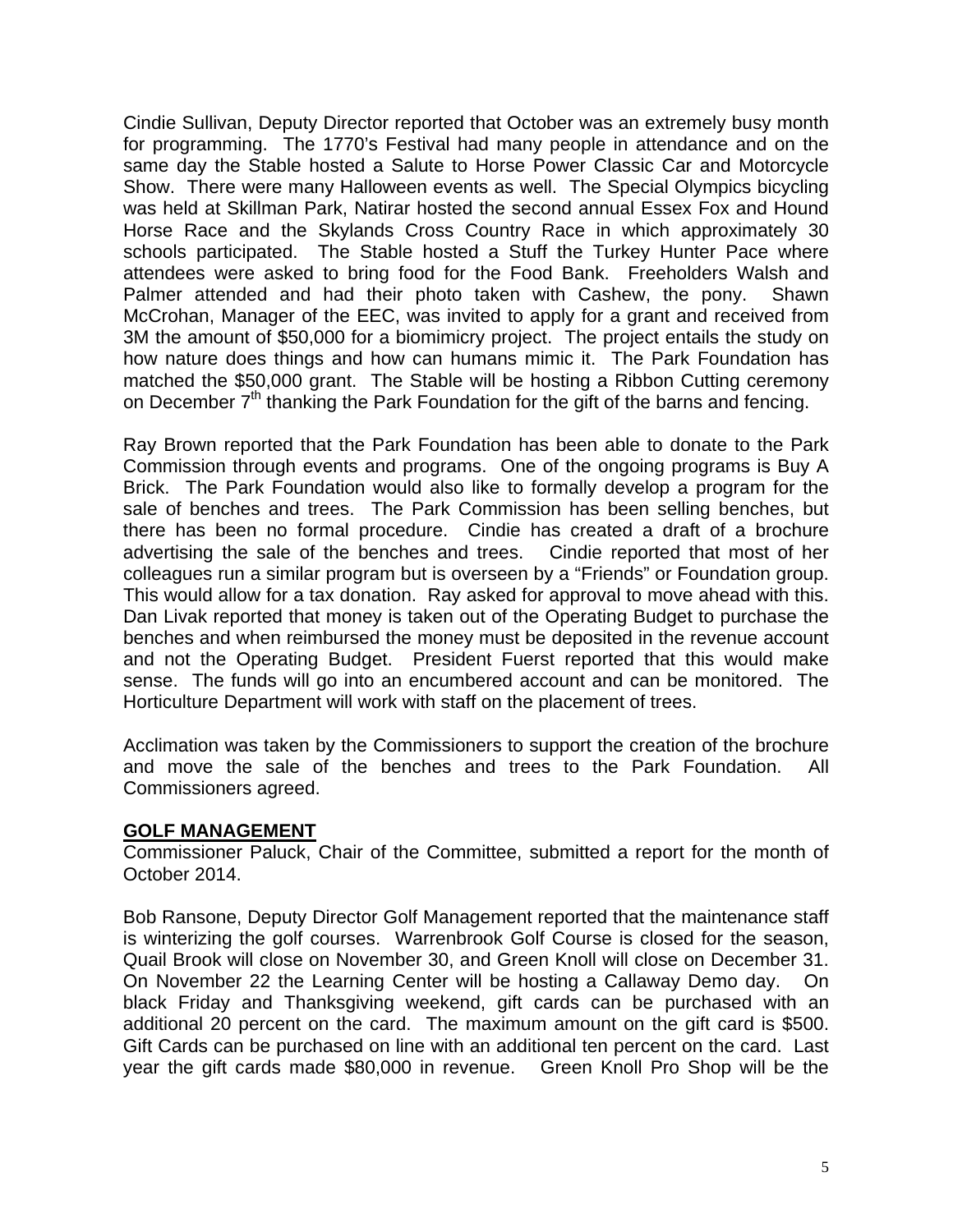Cindie Sullivan, Deputy Director reported that October was an extremely busy month for programming. The 1770's Festival had many people in attendance and on the same day the Stable hosted a Salute to Horse Power Classic Car and Motorcycle Show. There were many Halloween events as well. The Special Olympics bicycling was held at Skillman Park, Natirar hosted the second annual Essex Fox and Hound Horse Race and the Skylands Cross Country Race in which approximately 30 schools participated. The Stable hosted a Stuff the Turkey Hunter Pace where attendees were asked to bring food for the Food Bank. Freeholders Walsh and Palmer attended and had their photo taken with Cashew, the pony. Shawn McCrohan, Manager of the EEC, was invited to apply for a grant and received from 3M the amount of $50,000 for a biomimicry project. The project entails the study on how nature does things and how can humans mimic it. The Park Foundation has matched the $50,000 grant. The Stable will be hosting a Ribbon Cutting ceremony on December 7th thanking the Park Foundation for the gift of the barns and fencing.

Ray Brown reported that the Park Foundation has been able to donate to the Park Commission through events and programs. One of the ongoing programs is Buy A Brick. The Park Foundation would also like to formally develop a program for the sale of benches and trees. The Park Commission has been selling benches, but there has been no formal procedure. Cindie has created a draft of a brochure advertising the sale of the benches and trees. Cindie reported that most of her colleagues run a similar program but is overseen by a "Friends" or Foundation group. This would allow for a tax donation. Ray asked for approval to move ahead with this. Dan Livak reported that money is taken out of the Operating Budget to purchase the benches and when reimbursed the money must be deposited in the revenue account and not the Operating Budget. President Fuerst reported that this would make sense. The funds will go into an encumbered account and can be monitored. The Horticulture Department will work with staff on the placement of trees.

Acclimation was taken by the Commissioners to support the creation of the brochure and move the sale of the benches and trees to the Park Foundation. All Commissioners agreed.

## GOLF MANAGEMENT

Commissioner Paluck, Chair of the Committee, submitted a report for the month of October 2014.

Bob Ransone, Deputy Director Golf Management reported that the maintenance staff is winterizing the golf courses. Warrenbrook Golf Course is closed for the season, Quail Brook will close on November 30, and Green Knoll will close on December 31. On November 22 the Learning Center will be hosting a Callaway Demo day. On black Friday and Thanksgiving weekend, gift cards can be purchased with an additional 20 percent on the card. The maximum amount on the gift card is $500. Gift Cards can be purchased on line with an additional ten percent on the card. Last year the gift cards made $80,000 in revenue. Green Knoll Pro Shop will be the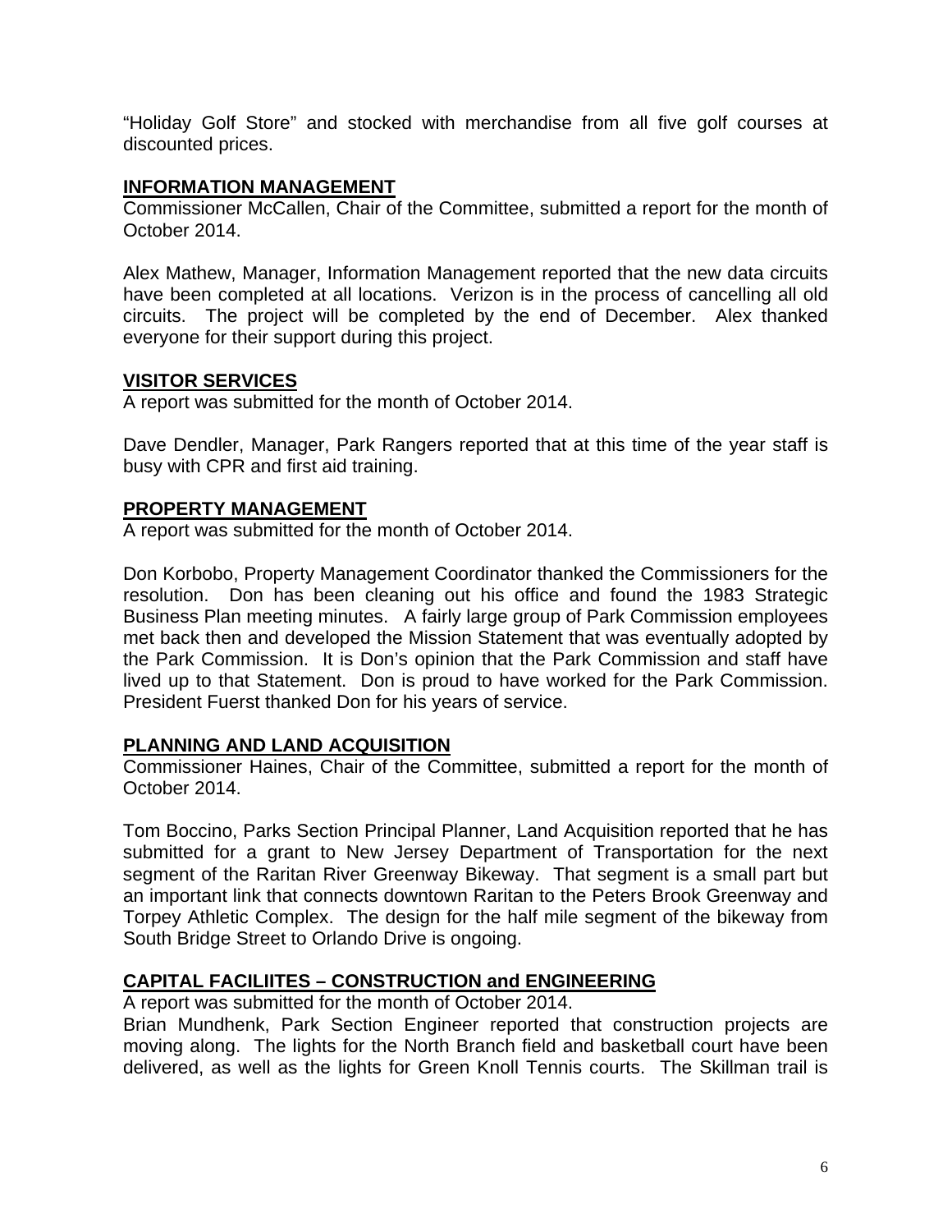"Holiday Golf Store" and stocked with merchandise from all five golf courses at discounted prices.

## INFORMATION MANAGEMENT

Commissioner McCallen, Chair of the Committee, submitted a report for the month of October 2014.

Alex Mathew, Manager, Information Management reported that the new data circuits have been completed at all locations. Verizon is in the process of cancelling all old circuits. The project will be completed by the end of December. Alex thanked everyone for their support during this project.

## VISITOR SERVICES

A report was submitted for the month of October 2014.

Dave Dendler, Manager, Park Rangers reported that at this time of the year staff is busy with CPR and first aid training.

## PROPERTY MANAGEMENT

A report was submitted for the month of October 2014.

Don Korbobo, Property Management Coordinator thanked the Commissioners for the resolution. Don has been cleaning out his office and found the 1983 Strategic Business Plan meeting minutes. A fairly large group of Park Commission employees met back then and developed the Mission Statement that was eventually adopted by the Park Commission. It is Don's opinion that the Park Commission and staff have lived up to that Statement. Don is proud to have worked for the Park Commission. President Fuerst thanked Don for his years of service.

## PLANNING AND LAND ACQUISITION

Commissioner Haines, Chair of the Committee, submitted a report for the month of October 2014.

Tom Boccino, Parks Section Principal Planner, Land Acquisition reported that he has submitted for a grant to New Jersey Department of Transportation for the next segment of the Raritan River Greenway Bikeway. That segment is a small part but an important link that connects downtown Raritan to the Peters Brook Greenway and Torpey Athletic Complex. The design for the half mile segment of the bikeway from South Bridge Street to Orlando Drive is ongoing.

## CAPITAL FACILIITES – CONSTRUCTION and ENGINEERING

A report was submitted for the month of October 2014.

Brian Mundhenk, Park Section Engineer reported that construction projects are moving along. The lights for the North Branch field and basketball court have been delivered, as well as the lights for Green Knoll Tennis courts. The Skillman trail is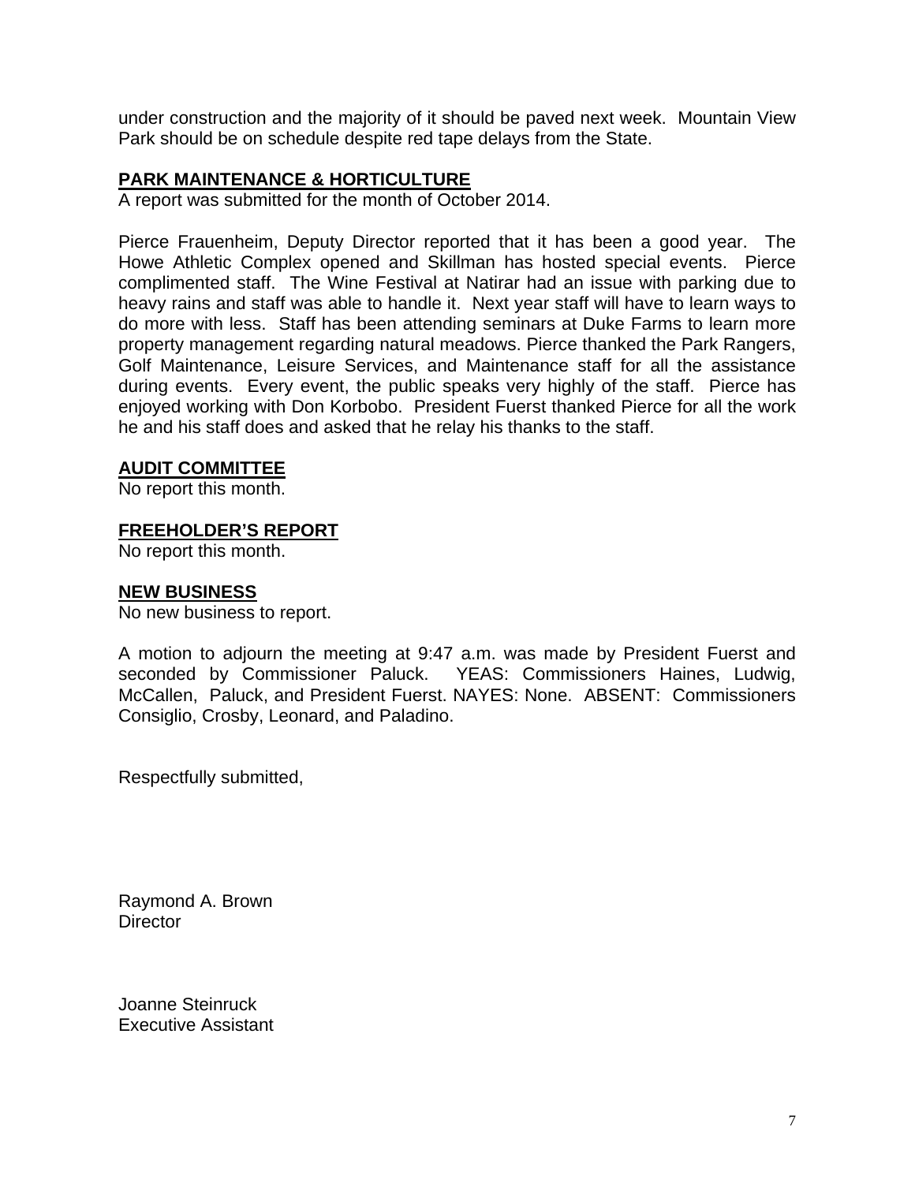under construction and the majority of it should be paved next week. Mountain View Park should be on schedule despite red tape delays from the State.

**PARK MAINTENANCE & HORTICULTURE**

A report was submitted for the month of October 2014.

Pierce Frauenheim, Deputy Director reported that it has been a good year. The Howe Athletic Complex opened and Skillman has hosted special events. Pierce complimented staff. The Wine Festival at Natirar had an issue with parking due to heavy rains and staff was able to handle it. Next year staff will have to learn ways to do more with less. Staff has been attending seminars at Duke Farms to learn more property management regarding natural meadows. Pierce thanked the Park Rangers, Golf Maintenance, Leisure Services, and Maintenance staff for all the assistance during events. Every event, the public speaks very highly of the staff. Pierce has enjoyed working with Don Korbobo. President Fuerst thanked Pierce for all the work he and his staff does and asked that he relay his thanks to the staff.

**AUDIT COMMITTEE**

No report this month.

**FREEHOLDER'S REPORT**

No report this month.

**NEW BUSINESS**

No new business to report.

A motion to adjourn the meeting at 9:47 a.m. was made by President Fuerst and seconded by Commissioner Paluck. YEAS: Commissioners Haines, Ludwig, McCallen, Paluck, and President Fuerst. NAYES: None. ABSENT: Commissioners Consiglio, Crosby, Leonard, and Paladino.

Respectfully submitted,

Raymond A. Brown
Director

Joanne Steinruck
Executive Assistant